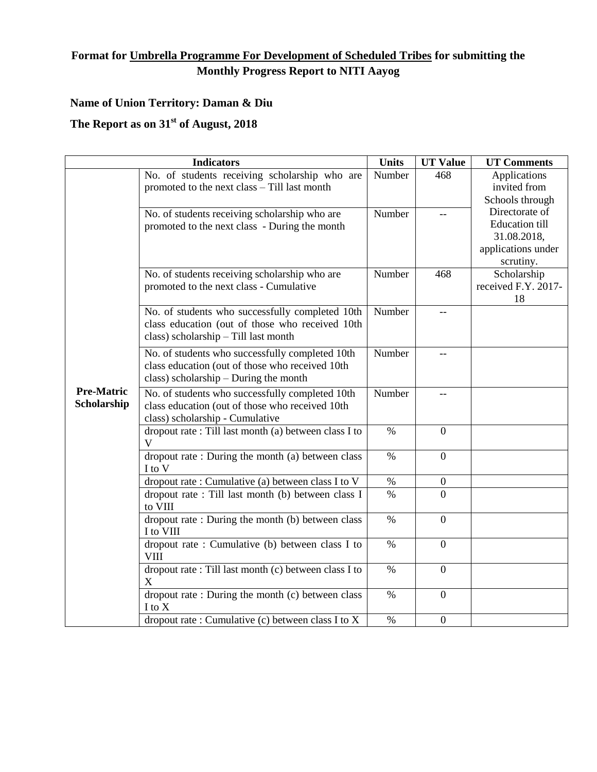**Format for <u>Umbrella Programme For Development of Scheduled Tribes</u> for submitting the Monthly Progress Report to NITI Aayog**

**Name of Union Territory: Daman & Diu**

**The Report as on 31st of August, 2018**

| Indicators | | Units | UT Value | UT Comments |
|---|---|---|---|---|
| **Pre-Matric Scholarship** | No. of students receiving scholarship who are promoted to the next class – Till last month | Number | 468 | Applications invited from Schools through Directorate of Education till 31.08.2018, applications under scrutiny. |
| | No. of students receiving scholarship who are promoted to the next class - During the month | Number | -- | |
| | No. of students receiving scholarship who are promoted to the next class - Cumulative | Number | 468 | Scholarship received F.Y. 2017-18 |
| | No. of students who successfully completed 10th class education (out of those who received 10th class) scholarship – Till last month | Number | -- | |
| | No. of students who successfully completed 10th class education (out of those who received 10th class) scholarship – During the month | Number | -- | |
| | No. of students who successfully completed 10th class education (out of those who received 10th class) scholarship - Cumulative | Number | -- | |
| | dropout rate : Till last month (a) between class I to V | % | 0 | |
| | dropout rate : During the month (a) between class I to V | % | 0 | |
| | dropout rate : Cumulative (a) between class I to V | % | 0 | |
| | dropout rate : Till last month (b) between class I to VIII | % | 0 | |
| | dropout rate : During the month (b) between class I to VIII | % | 0 | |
| | dropout rate : Cumulative (b) between class I to VIII | % | 0 | |
| | dropout rate : Till last month (c) between class I to X | % | 0 | |
| | dropout rate : During the month (c) between class I to X | % | 0 | |
| | dropout rate : Cumulative (c) between class I to X | % | 0 | |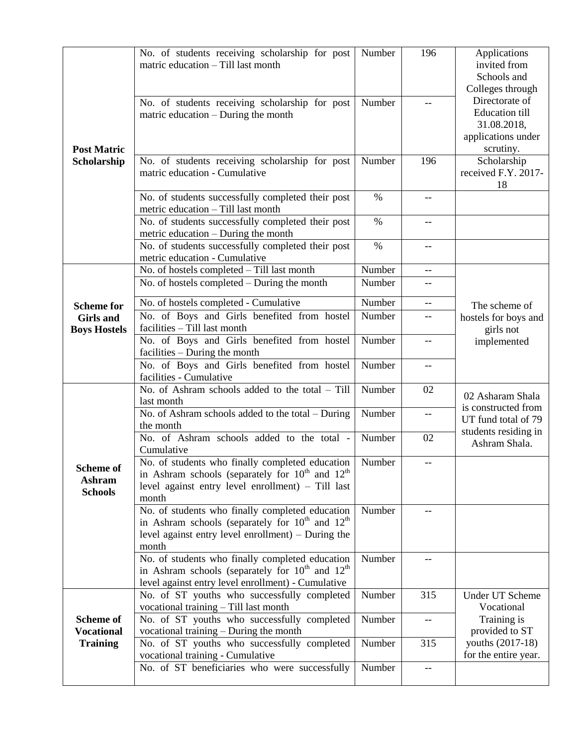| | | | | |
|---|---|---|---|---|
| **Post Matric Scholarship** | No. of students receiving scholarship for post matric education – Till last month | Number | 196 | Applications invited from Schools and Colleges through Directorate of Education till 31.08.2018, applications under scrutiny. |
| | No. of students receiving scholarship for post matric education – During the month | Number | -- | |
| | No. of students receiving scholarship for post matric education - Cumulative | Number | 196 | Scholarship received F.Y. 2017-18 |
| | No. of students successfully completed their post metric education – Till last month | % | -- | |
| | No. of students successfully completed their post metric education – During the month | % | -- | |
| | No. of students successfully completed their post metric education - Cumulative | % | -- | |
| **Scheme for Girls and Boys Hostels** | No. of hostels completed – Till last month | Number | -- | The scheme of hostels for boys and girls not implemented |
| | No. of hostels completed – During the month | Number | -- | |
| | No. of hostels completed - Cumulative | Number | -- | |
| | No. of Boys and Girls benefited from hostel facilities – Till last month | Number | -- | |
| | No. of Boys and Girls benefited from hostel facilities – During the month | Number | -- | |
| | No. of Boys and Girls benefited from hostel facilities - Cumulative | Number | -- | |
| **Scheme of Ashram Schools** | No. of Ashram schools added to the total – Till last month | Number | 02 | 02 Asharam Shala is constructed from UT fund total of 79 students residing in Ashram Shala. |
| | No. of Ashram schools added to the total – During the month | Number | -- | |
| | No. of Ashram schools added to the total - Cumulative | Number | 02 | |
| | No. of students who finally completed education in Ashram schools (separately for 10th and 12th level against entry level enrollment) – Till last month | Number | -- | |
| | No. of students who finally completed education in Ashram schools (separately for 10th and 12th level against entry level enrollment) – During the month | Number | -- | |
| | No. of students who finally completed education in Ashram schools (separately for 10th and 12th level against entry level enrollment) - Cumulative | Number | -- | |
| **Scheme of Vocational Training** | No. of ST youths who successfully completed vocational training – Till last month | Number | 315 | Under UT Scheme Vocational Training is provided to ST youths (2017-18) for the entire year. |
| | No. of ST youths who successfully completed vocational training – During the month | Number | -- | |
| | No. of ST youths who successfully completed vocational training - Cumulative | Number | 315 | |
| | No. of ST beneficiaries who were successfully | Number | -- | |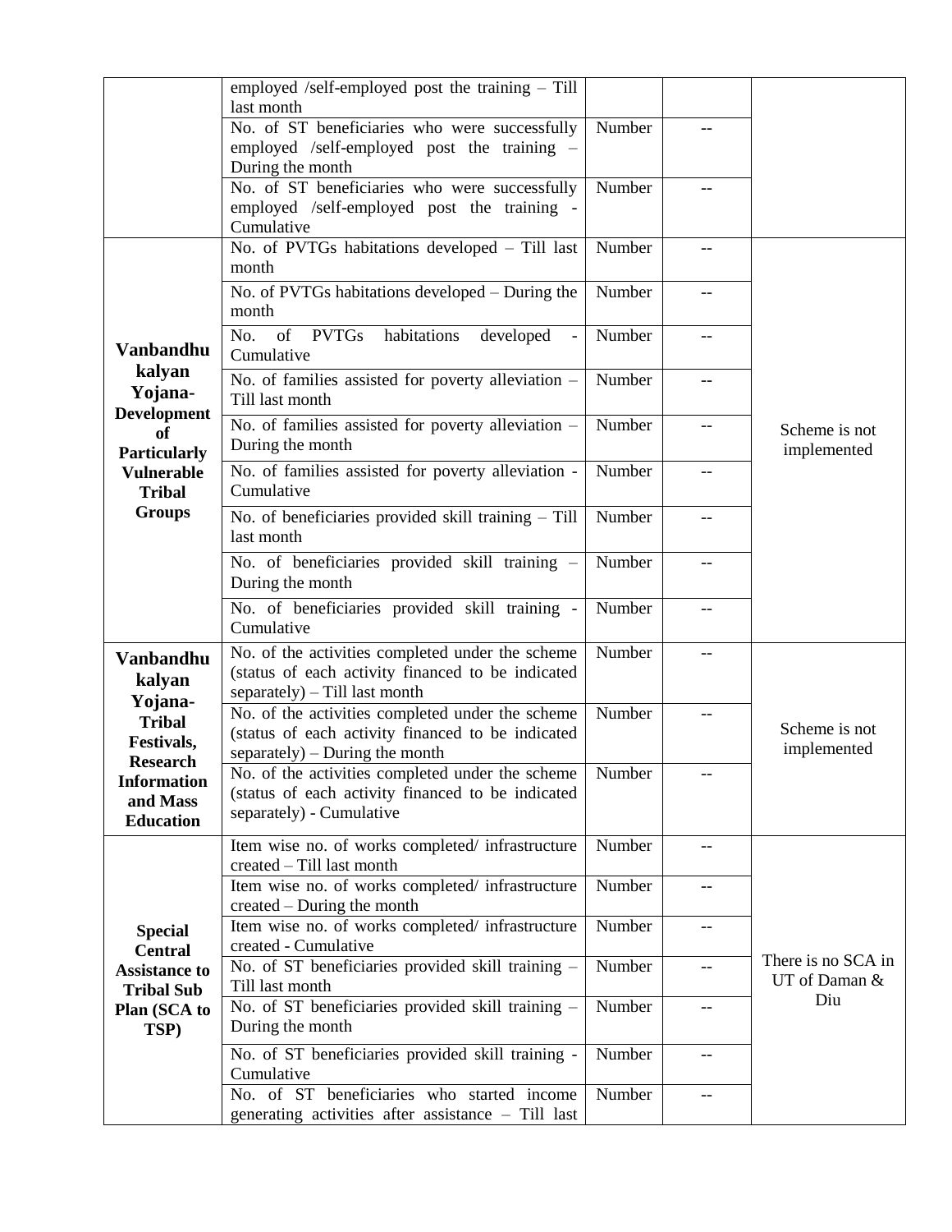| | | | | |
|---|---|---|---|---|
| | employed /self-employed post the training – Till last month | | | |
| | No. of ST beneficiaries who were successfully employed /self-employed post the training – During the month | Number | -- | |
| | No. of ST beneficiaries who were successfully employed /self-employed post the training - Cumulative | Number | -- | |
| **Vanbandhu kalyan Yojana-Development of Particularly Vulnerable Tribal Groups** | No. of PVTGs habitations developed – Till last month | Number | -- | Scheme is not implemented |
| | No. of PVTGs habitations developed – During the month | Number | -- | |
| | No. of PVTGs habitations developed - Cumulative | Number | -- | |
| | No. of families assisted for poverty alleviation – Till last month | Number | -- | |
| | No. of families assisted for poverty alleviation – During the month | Number | -- | |
| | No. of families assisted for poverty alleviation - Cumulative | Number | -- | |
| | No. of beneficiaries provided skill training – Till last month | Number | -- | |
| | No. of beneficiaries provided skill training – During the month | Number | -- | |
| | No. of beneficiaries provided skill training - Cumulative | Number | -- | |
| **Vanbandhu kalyan Yojana-Tribal Festivals, Research Information and Mass Education** | No. of the activities completed under the scheme (status of each activity financed to be indicated separately) – Till last month | Number | -- | Scheme is not implemented |
| | No. of the activities completed under the scheme (status of each activity financed to be indicated separately) – During the month | Number | -- | |
| | No. of the activities completed under the scheme (status of each activity financed to be indicated separately) - Cumulative | Number | -- | |
| **Special Central Assistance to Tribal Sub Plan (SCA to TSP)** | Item wise no. of works completed/ infrastructure created – Till last month | Number | -- | There is no SCA in UT of Daman & Diu |
| | Item wise no. of works completed/ infrastructure created – During the month | Number | -- | |
| | Item wise no. of works completed/ infrastructure created - Cumulative | Number | -- | |
| | No. of ST beneficiaries provided skill training – Till last month | Number | -- | |
| | No. of ST beneficiaries provided skill training – During the month | Number | -- | |
| | No. of ST beneficiaries provided skill training - Cumulative | Number | -- | |
| | No. of ST beneficiaries who started income generating activities after assistance – Till last | Number | -- | |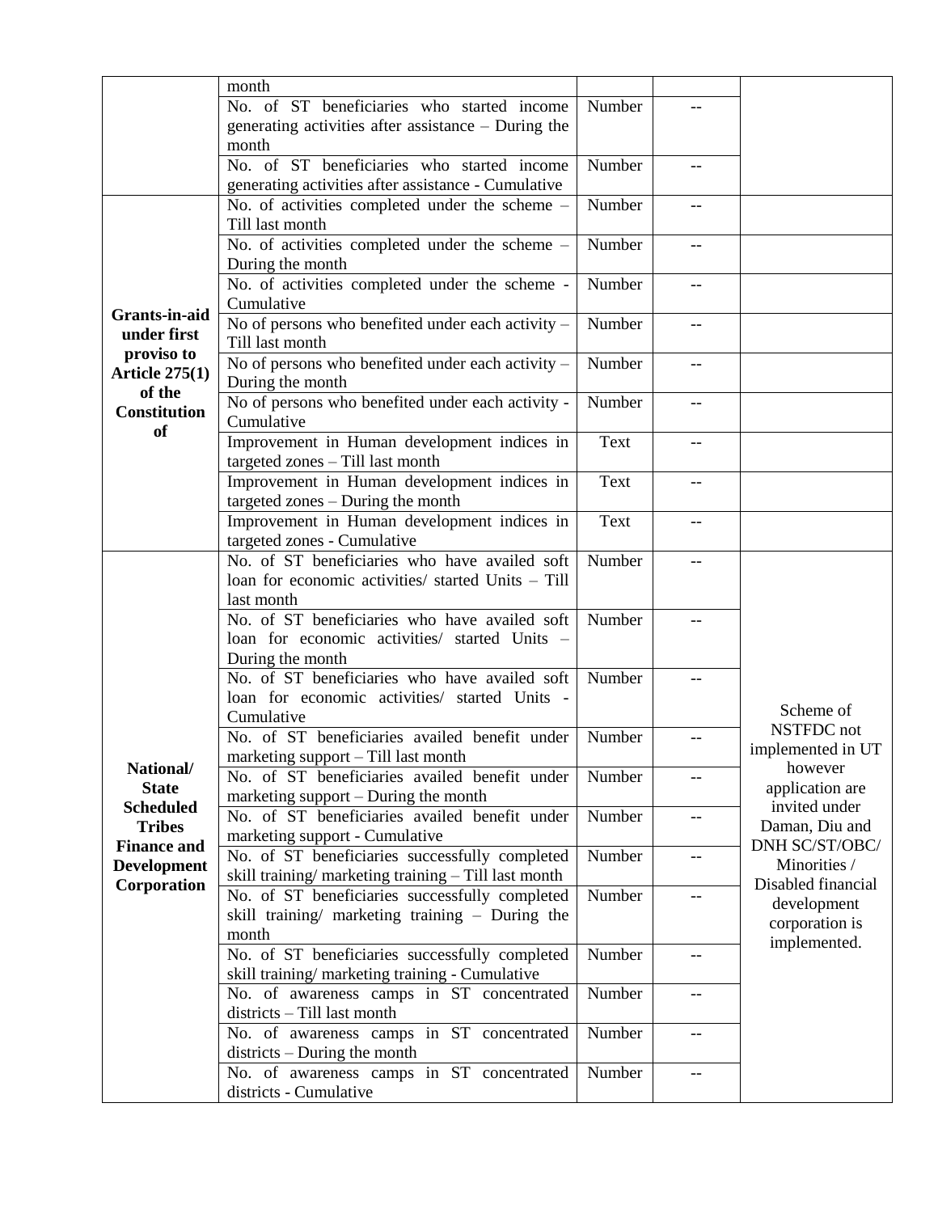| | | | | |
|---|---|---|---|---|
| | month | | | |
| | No. of ST beneficiaries who started income generating activities after assistance – During the month | Number | -- | |
| | No. of ST beneficiaries who started income generating activities after assistance - Cumulative | Number | -- | |
| **Grants-in-aid under first proviso to Article 275(1) of the Constitution of** | No. of activities completed under the scheme – Till last month | Number | -- | |
| | No. of activities completed under the scheme – During the month | Number | -- | |
| | No. of activities completed under the scheme - Cumulative | Number | -- | |
| | No of persons who benefited under each activity – Till last month | Number | -- | |
| | No of persons who benefited under each activity – During the month | Number | -- | |
| | No of persons who benefited under each activity - Cumulative | Number | -- | |
| | Improvement in Human development indices in targeted zones – Till last month | Text | -- | |
| | Improvement in Human development indices in targeted zones – During the month | Text | -- | |
| | Improvement in Human development indices in targeted zones - Cumulative | Text | -- | |
| **National/ State Scheduled Tribes Finance and Development Corporation** | No. of ST beneficiaries who have availed soft loan for economic activities/ started Units – Till last month | Number | -- | Scheme of NSTFDC not implemented in UT however application are invited under Daman, Diu and DNH SC/ST/OBC/ Minorities / Disabled financial development corporation is implemented. |
| | No. of ST beneficiaries who have availed soft loan for economic activities/ started Units – During the month | Number | -- | |
| | No. of ST beneficiaries who have availed soft loan for economic activities/ started Units - Cumulative | Number | -- | |
| | No. of ST beneficiaries availed benefit under marketing support – Till last month | Number | -- | |
| | No. of ST beneficiaries availed benefit under marketing support – During the month | Number | -- | |
| | No. of ST beneficiaries availed benefit under marketing support - Cumulative | Number | -- | |
| | No. of ST beneficiaries successfully completed skill training/ marketing training – Till last month | Number | -- | |
| | No. of ST beneficiaries successfully completed skill training/ marketing training – During the month | Number | -- | |
| | No. of ST beneficiaries successfully completed skill training/ marketing training - Cumulative | Number | -- | |
| | No. of awareness camps in ST concentrated districts – Till last month | Number | -- | |
| | No. of awareness camps in ST concentrated districts – During the month | Number | -- | |
| | No. of awareness camps in ST concentrated districts - Cumulative | Number | -- | |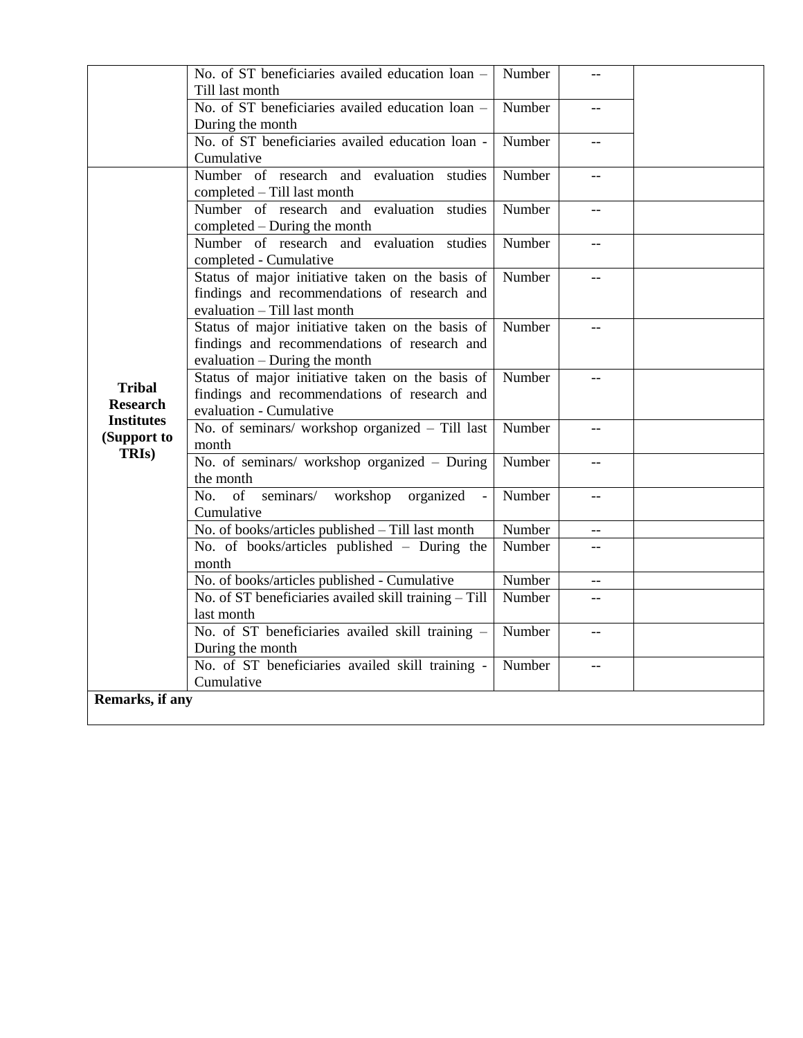| | | | | |
|---|---|---|---|---|
| | No. of ST beneficiaries availed education loan – Till last month | Number | -- | |
| | No. of ST beneficiaries availed education loan – During the month | Number | -- | |
| | No. of ST beneficiaries availed education loan - Cumulative | Number | -- | |
| **Tribal Research Institutes (Support to TRIs)** | Number of research and evaluation studies completed – Till last month | Number | -- | |
| | Number of research and evaluation studies completed – During the month | Number | -- | |
| | Number of research and evaluation studies completed - Cumulative | Number | -- | |
| | Status of major initiative taken on the basis of findings and recommendations of research and evaluation – Till last month | Number | -- | |
| | Status of major initiative taken on the basis of findings and recommendations of research and evaluation – During the month | Number | -- | |
| | Status of major initiative taken on the basis of findings and recommendations of research and evaluation - Cumulative | Number | -- | |
| | No. of seminars/ workshop organized – Till last month | Number | -- | |
| | No. of seminars/ workshop organized – During the month | Number | -- | |
| | No. of seminars/ workshop organized - Cumulative | Number | -- | |
| | No. of books/articles published – Till last month | Number | -- | |
| | No. of books/articles published – During the month | Number | -- | |
| | No. of books/articles published - Cumulative | Number | -- | |
| | No. of ST beneficiaries availed skill training – Till last month | Number | -- | |
| | No. of ST beneficiaries availed skill training – During the month | Number | -- | |
| | No. of ST beneficiaries availed skill training - Cumulative | Number | -- | |
| **Remarks, if any** | | | | |